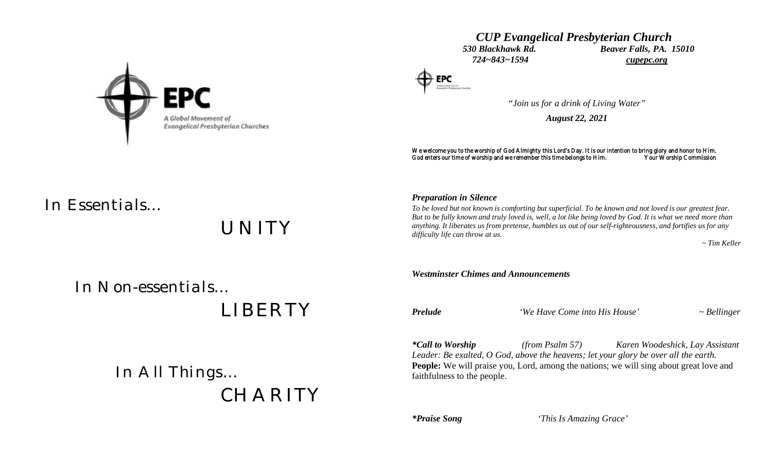EPC

A Global Movement of Evangelical Presbyterian Churches

In Essentials...

UNITY

In Non-essentials...

LIBERTY

In All Things...

CHARITY

# *CUP Evangelical Presbyterian Church*

***530 Blackhawk Rd. Beaver Falls, PA. 15010***

***724~843~1594 cupepc.org***

*"Join us for a drink of Living Water"*

***August 22, 2021***

We welcome you to the worship of God Almighty this Lord's Day. It is our intention to bring glory and honor to Him. God enters our time of worship and we remember this time belongs to Him. Your Worship Commission

***Preparation in Silence***

*To be loved but not known is comforting but superficial. To be known and not loved is our greatest fear. But to be fully known and truly loved is, well, a lot like being loved by God. It is what we need more than anything. It liberates us from pretense, humbles us out of our self-righteousness, and fortifies us for any difficulty life can throw at us.*

*~ Tim Keller*

***Westminster Chimes and Announcements***

***Prelude*** *'We Have Come into His House'* *~ Bellinger*

***\*Call to Worship*** *(from Psalm 57)* *Karen Woodeshick, Lay Assistant*

*Leader: Be exalted, O God, above the heavens; let your glory be over all the earth.*

**People:** We will praise you, Lord, among the nations; we will sing about great love and faithfulness to the people.

***\*Praise Song*** *'This Is Amazing Grace'*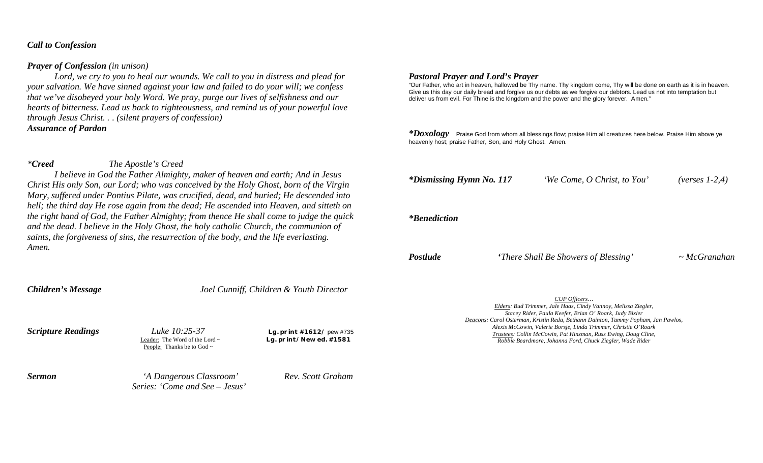***Call to Confession***

***Prayer of Confession*** *(in unison)*

*Lord, we cry to you to heal our wounds. We call to you in distress and plead for your salvation. We have sinned against your law and failed to do your will; we confess that we've disobeyed your holy Word. We pray, purge our lives of selfishness and our hearts of bitterness. Lead us back to righteousness, and remind us of your powerful love through Jesus Christ. . . (silent prayers of confession)*

***Assurance of Pardon***

***\*Creed*** *The Apostle's Creed*

*I believe in God the Father Almighty, maker of heaven and earth; And in Jesus Christ His only Son, our Lord; who was conceived by the Holy Ghost, born of the Virgin Mary, suffered under Pontius Pilate, was crucified, dead, and buried; He descended into hell; the third day He rose again from the dead; He ascended into Heaven, and sitteth on the right hand of God, the Father Almighty; from thence He shall come to judge the quick and the dead. I believe in the Holy Ghost, the holy catholic Church, the communion of saints, the forgiveness of sins, the resurrection of the body, and the life everlasting. Amen.*

***Children's Message*** *Joel Cunniff, Children & Youth Director*

***Scripture Readings*** *Luke 10:25-37* **Lg. print #1612/** pew #735
Leader: The Word of the Lord ~ **Lg. print/New ed. #1581**
People: Thanks be to God ~

***Sermon*** *'A Dangerous Classroom'* *Rev. Scott Graham*
*Series: 'Come and See – Jesus'*

***Pastoral Prayer and Lord's Prayer***
"Our Father, who art in heaven, hallowed be Thy name. Thy kingdom come, Thy will be done on earth as it is in heaven. Give us this day our daily bread and forgive us our debts as we forgive our debtors. Lead us not into temptation but deliver us from evil. For Thine is the kingdom and the power and the glory forever. Amen."

***\*Doxology*** Praise God from whom all blessings flow; praise Him all creatures here below. Praise Him above ye heavenly host; praise Father, Son, and Holy Ghost. Amen.

***\*Dismissing Hymn No. 117*** *'We Come, O Christ, to You'* *(verses 1-2,4)*

***\*Benediction***

***Postlude*** *'There Shall Be Showers of Blessing'* *~ McGranahan*

*CUP Officers…*
*Elders: Bud Trimmer, Jale Haas, Cindy Vannoy, Melissa Ziegler, Stacey Rider, Paula Keefer, Brian O' Roark, Judy Bixler*
*Deacons: Carol Osterman, Kristin Reda, Bethann Dainton, Tammy Popham, Jan Pawlos, Alexis McCowin, Valerie Borsje, Linda Trimmer, Christie O'Roark*
*Trustees: Collin McCowin, Pat Hinzman, Russ Ewing, Doug Cline, Robbie Beardmore, Johanna Ford, Chuck Ziegler, Wade Rider*